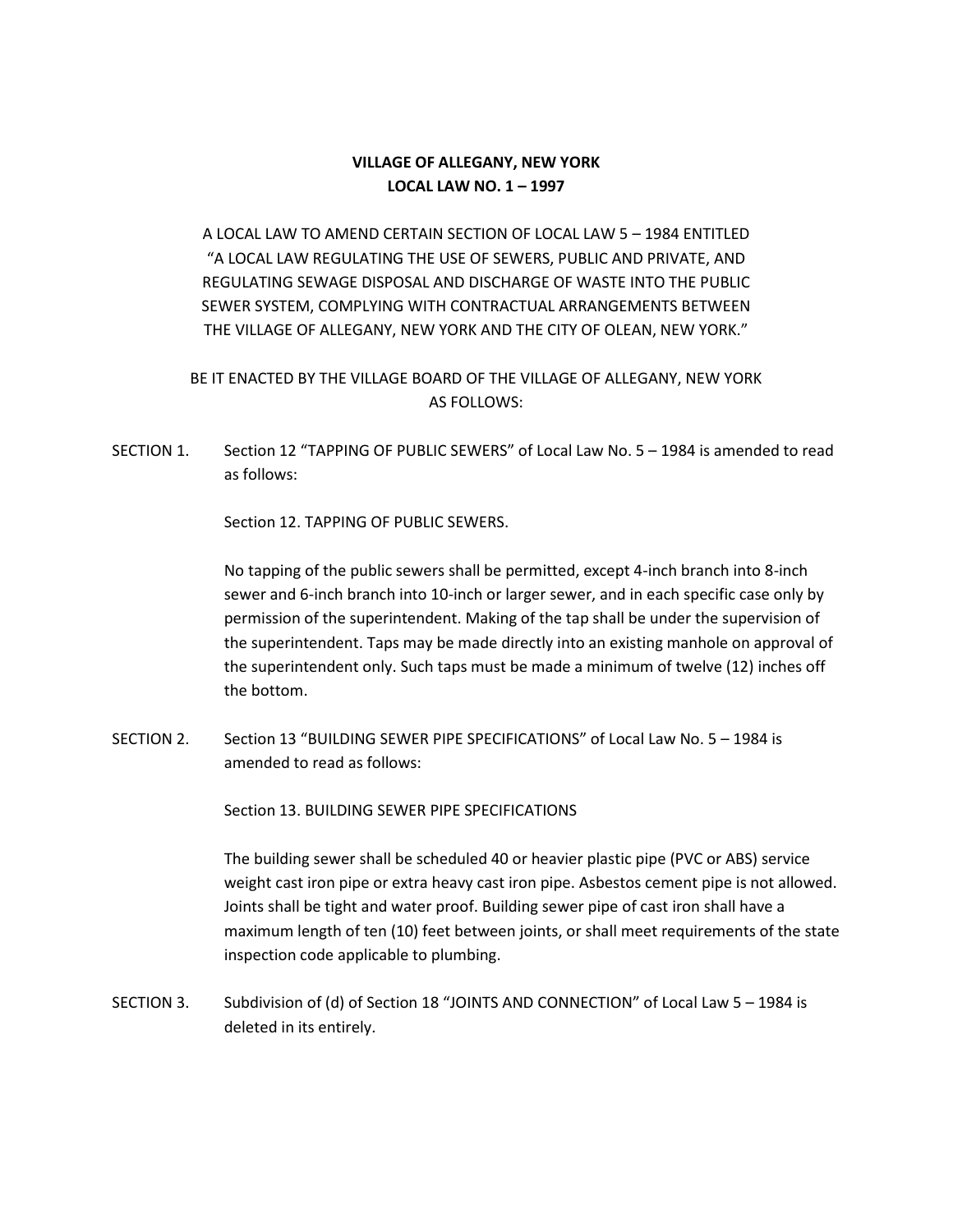**VILLAGE OF ALLEGANY, NEW YORK**
**LOCAL LAW NO. 1 – 1997**

A LOCAL LAW TO AMEND CERTAIN SECTION OF LOCAL LAW 5 – 1984 ENTITLED "A LOCAL LAW REGULATING THE USE OF SEWERS, PUBLIC AND PRIVATE, AND REGULATING SEWAGE DISPOSAL AND DISCHARGE OF WASTE INTO THE PUBLIC SEWER SYSTEM, COMPLYING WITH CONTRACTUAL ARRANGEMENTS BETWEEN THE VILLAGE OF ALLEGANY, NEW YORK AND THE CITY OF OLEAN, NEW YORK."

BE IT ENACTED BY THE VILLAGE BOARD OF THE VILLAGE OF ALLEGANY, NEW YORK AS FOLLOWS:

SECTION 1. Section 12 "TAPPING OF PUBLIC SEWERS" of Local Law No. 5 – 1984 is amended to read as follows:

Section 12. TAPPING OF PUBLIC SEWERS.

No tapping of the public sewers shall be permitted, except 4-inch branch into 8-inch sewer and 6-inch branch into 10-inch or larger sewer, and in each specific case only by permission of the superintendent. Making of the tap shall be under the supervision of the superintendent. Taps may be made directly into an existing manhole on approval of the superintendent only. Such taps must be made a minimum of twelve (12) inches off the bottom.

SECTION 2. Section 13 "BUILDING SEWER PIPE SPECIFICATIONS" of Local Law No. 5 – 1984 is amended to read as follows:

Section 13. BUILDING SEWER PIPE SPECIFICATIONS

The building sewer shall be scheduled 40 or heavier plastic pipe (PVC or ABS) service weight cast iron pipe or extra heavy cast iron pipe. Asbestos cement pipe is not allowed. Joints shall be tight and water proof. Building sewer pipe of cast iron shall have a maximum length of ten (10) feet between joints, or shall meet requirements of the state inspection code applicable to plumbing.

SECTION 3. Subdivision of (d) of Section 18 "JOINTS AND CONNECTION" of Local Law 5 – 1984 is deleted in its entirely.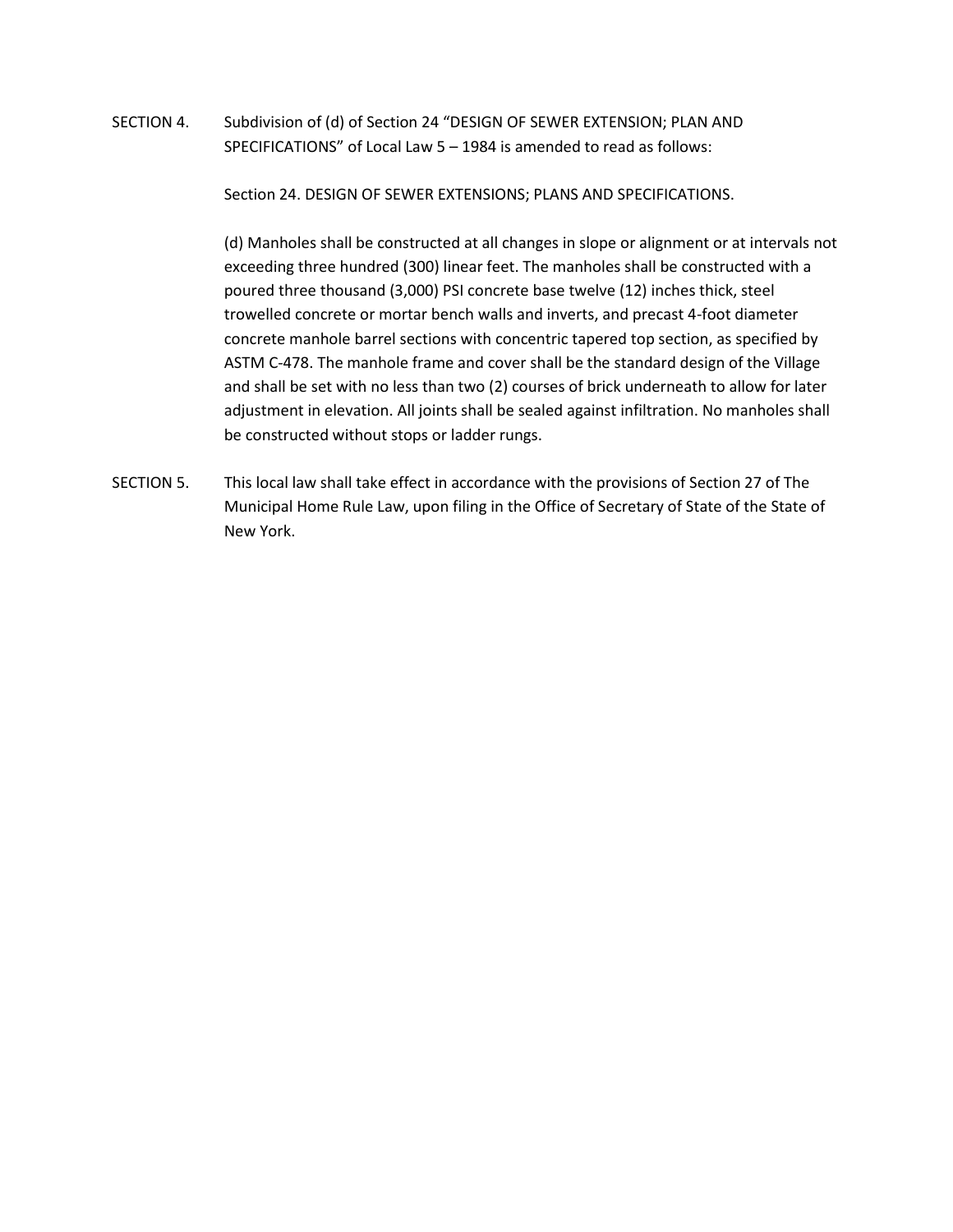SECTION 4. Subdivision of (d) of Section 24 “DESIGN OF SEWER EXTENSION; PLAN AND SPECIFICATIONS” of Local Law 5 – 1984 is amended to read as follows:

Section 24. DESIGN OF SEWER EXTENSIONS; PLANS AND SPECIFICATIONS.

(d) Manholes shall be constructed at all changes in slope or alignment or at intervals not exceeding three hundred (300) linear feet. The manholes shall be constructed with a poured three thousand (3,000) PSI concrete base twelve (12) inches thick, steel trowelled concrete or mortar bench walls and inverts, and precast 4-foot diameter concrete manhole barrel sections with concentric tapered top section, as specified by ASTM C-478. The manhole frame and cover shall be the standard design of the Village and shall be set with no less than two (2) courses of brick underneath to allow for later adjustment in elevation. All joints shall be sealed against infiltration. No manholes shall be constructed without stops or ladder rungs.

SECTION 5. This local law shall take effect in accordance with the provisions of Section 27 of The Municipal Home Rule Law, upon filing in the Office of Secretary of State of the State of New York.